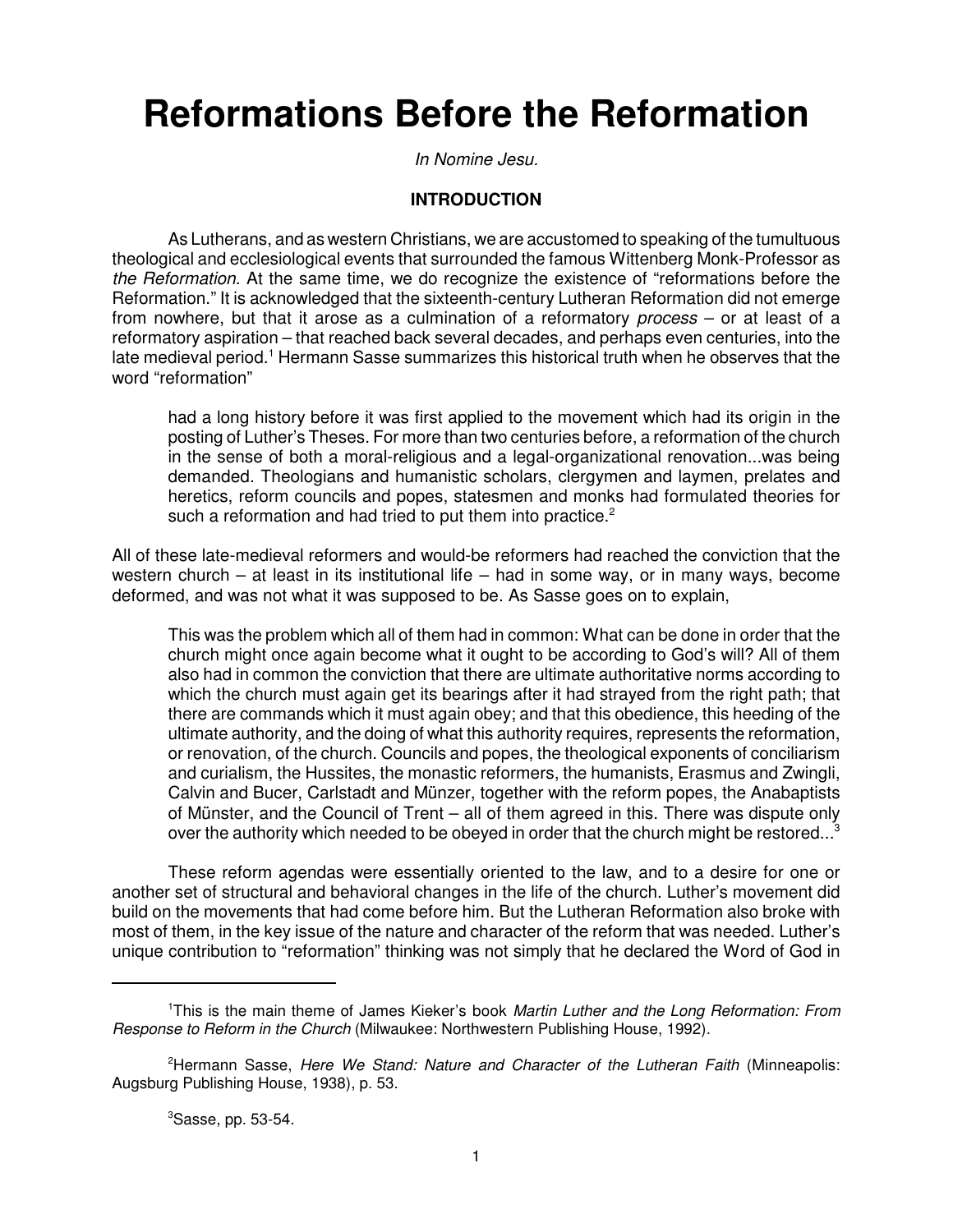# Reformations Before the Reformation

*In Nomine Jesu.*

## INTRODUCTION

As Lutherans, and as western Christians, we are accustomed to speaking of the tumultuous theological and ecclesiological events that surrounded the famous Wittenberg Monk-Professor as *the Reformation*. At the same time, we do recognize the existence of "reformations before the Reformation." It is acknowledged that the sixteenth-century Lutheran Reformation did not emerge from nowhere, but that it arose as a culmination of a reformatory *process* – or at least of a reformatory aspiration – that reached back several decades, and perhaps even centuries, into the late medieval period.[1] Hermann Sasse summarizes this historical truth when he observes that the word "reformation"

> had a long history before it was first applied to the movement which had its origin in the posting of Luther's Theses. For more than two centuries before, a reformation of the church in the sense of both a moral-religious and a legal-organizational renovation...was being demanded. Theologians and humanistic scholars, clergymen and laymen, prelates and heretics, reform councils and popes, statesmen and monks had formulated theories for such a reformation and had tried to put them into practice.[2]

All of these late-medieval reformers and would-be reformers had reached the conviction that the western church – at least in its institutional life – had in some way, or in many ways, become deformed, and was not what it was supposed to be. As Sasse goes on to explain,

> This was the problem which all of them had in common: What can be done in order that the church might once again become what it ought to be according to God's will? All of them also had in common the conviction that there are ultimate authoritative norms according to which the church must again get its bearings after it had strayed from the right path; that there are commands which it must again obey; and that this obedience, this heeding of the ultimate authority, and the doing of what this authority requires, represents the reformation, or renovation, of the church. Councils and popes, the theological exponents of conciliarism and curialism, the Hussites, the monastic reformers, the humanists, Erasmus and Zwingli, Calvin and Bucer, Carlstadt and Münzer, together with the reform popes, the Anabaptists of Münster, and the Council of Trent – all of them agreed in this. There was dispute only over the authority which needed to be obeyed in order that the church might be restored...[3]

These reform agendas were essentially oriented to the law, and to a desire for one or another set of structural and behavioral changes in the life of the church. Luther's movement did build on the movements that had come before him. But the Lutheran Reformation also broke with most of them, in the key issue of the nature and character of the reform that was needed. Luther's unique contribution to "reformation" thinking was not simply that he declared the Word of God in

---

[1] This is the main theme of James Kieker's book *Martin Luther and the Long Reformation: From Response to Reform in the Church* (Milwaukee: Northwestern Publishing House, 1992).

[2] Hermann Sasse, *Here We Stand: Nature and Character of the Lutheran Faith* (Minneapolis: Augsburg Publishing House, 1938), p. 53.

[3] Sasse, pp. 53-54.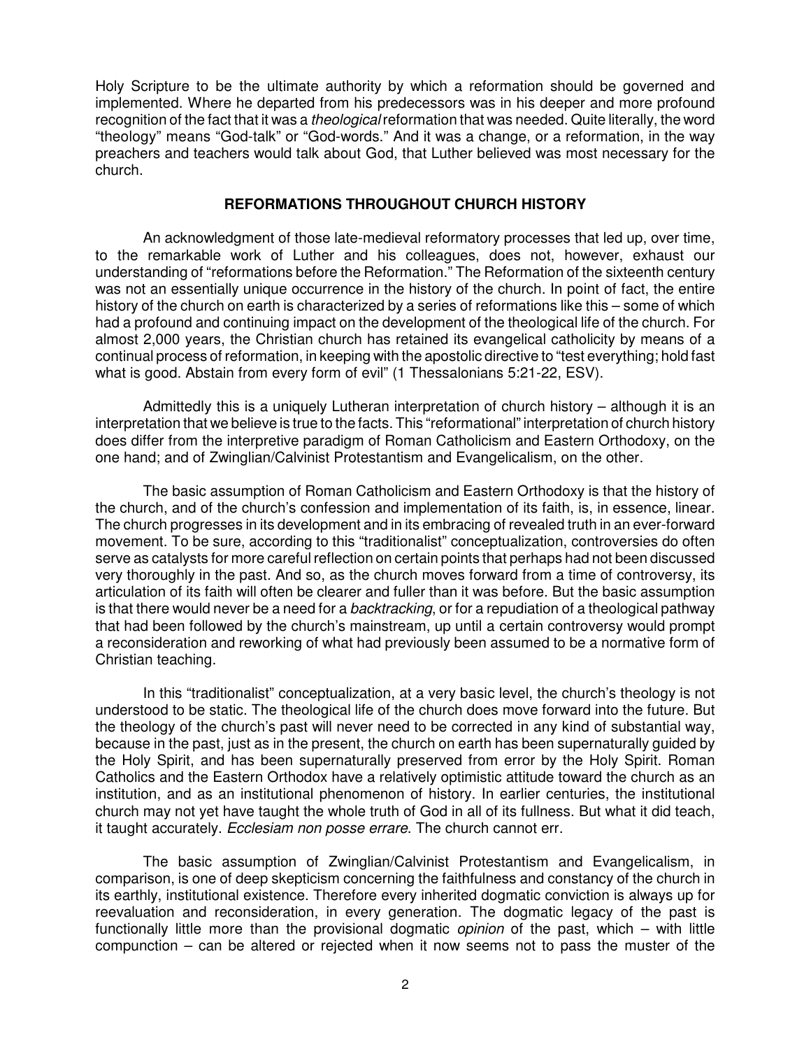Holy Scripture to be the ultimate authority by which a reformation should be governed and implemented. Where he departed from his predecessors was in his deeper and more profound recognition of the fact that it was a *theological* reformation that was needed. Quite literally, the word "theology" means "God-talk" or "God-words." And it was a change, or a reformation, in the way preachers and teachers would talk about God, that Luther believed was most necessary for the church.

## REFORMATIONS THROUGHOUT CHURCH HISTORY

An acknowledgment of those late-medieval reformatory processes that led up, over time, to the remarkable work of Luther and his colleagues, does not, however, exhaust our understanding of "reformations before the Reformation." The Reformation of the sixteenth century was not an essentially unique occurrence in the history of the church. In point of fact, the entire history of the church on earth is characterized by a series of reformations like this – some of which had a profound and continuing impact on the development of the theological life of the church. For almost 2,000 years, the Christian church has retained its evangelical catholicity by means of a continual process of reformation, in keeping with the apostolic directive to "test everything; hold fast what is good. Abstain from every form of evil" (1 Thessalonians 5:21-22, ESV).

Admittedly this is a uniquely Lutheran interpretation of church history – although it is an interpretation that we believe is true to the facts. This "reformational" interpretation of church history does differ from the interpretive paradigm of Roman Catholicism and Eastern Orthodoxy, on the one hand; and of Zwinglian/Calvinist Protestantism and Evangelicalism, on the other.

The basic assumption of Roman Catholicism and Eastern Orthodoxy is that the history of the church, and of the church's confession and implementation of its faith, is, in essence, linear. The church progresses in its development and in its embracing of revealed truth in an ever-forward movement. To be sure, according to this "traditionalist" conceptualization, controversies do often serve as catalysts for more careful reflection on certain points that perhaps had not been discussed very thoroughly in the past. And so, as the church moves forward from a time of controversy, its articulation of its faith will often be clearer and fuller than it was before. But the basic assumption is that there would never be a need for a *backtracking*, or for a repudiation of a theological pathway that had been followed by the church's mainstream, up until a certain controversy would prompt a reconsideration and reworking of what had previously been assumed to be a normative form of Christian teaching.

In this "traditionalist" conceptualization, at a very basic level, the church's theology is not understood to be static. The theological life of the church does move forward into the future. But the theology of the church's past will never need to be corrected in any kind of substantial way, because in the past, just as in the present, the church on earth has been supernaturally guided by the Holy Spirit, and has been supernaturally preserved from error by the Holy Spirit. Roman Catholics and the Eastern Orthodox have a relatively optimistic attitude toward the church as an institution, and as an institutional phenomenon of history. In earlier centuries, the institutional church may not yet have taught the whole truth of God in all of its fullness. But what it did teach, it taught accurately. *Ecclesiam non posse errare*. The church cannot err.

The basic assumption of Zwinglian/Calvinist Protestantism and Evangelicalism, in comparison, is one of deep skepticism concerning the faithfulness and constancy of the church in its earthly, institutional existence. Therefore every inherited dogmatic conviction is always up for reevaluation and reconsideration, in every generation. The dogmatic legacy of the past is functionally little more than the provisional dogmatic *opinion* of the past, which – with little compunction – can be altered or rejected when it now seems not to pass the muster of the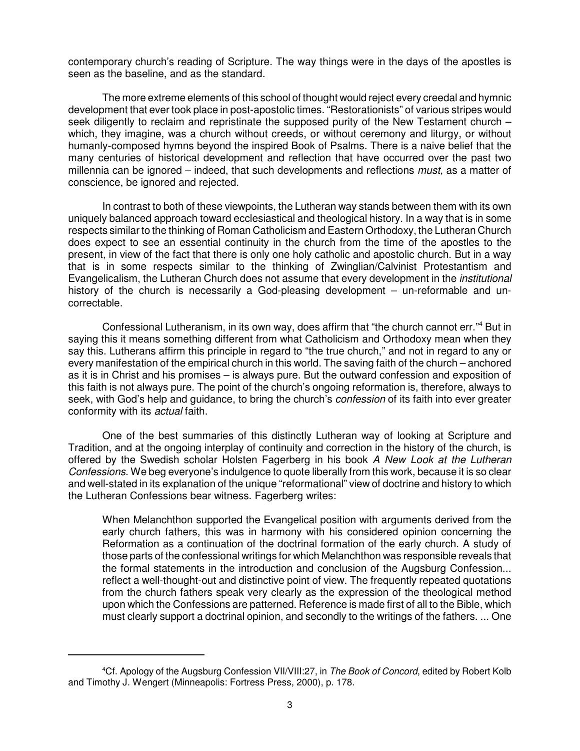contemporary church's reading of Scripture. The way things were in the days of the apostles is seen as the baseline, and as the standard.

The more extreme elements of this school of thought would reject every creedal and hymnic development that ever took place in post-apostolic times. "Restorationists" of various stripes would seek diligently to reclaim and repristinate the supposed purity of the New Testament church – which, they imagine, was a church without creeds, or without ceremony and liturgy, or without humanly-composed hymns beyond the inspired Book of Psalms. There is a naive belief that the many centuries of historical development and reflection that have occurred over the past two millennia can be ignored – indeed, that such developments and reflections *must*, as a matter of conscience, be ignored and rejected.

In contrast to both of these viewpoints, the Lutheran way stands between them with its own uniquely balanced approach toward ecclesiastical and theological history. In a way that is in some respects similar to the thinking of Roman Catholicism and Eastern Orthodoxy, the Lutheran Church does expect to see an essential continuity in the church from the time of the apostles to the present, in view of the fact that there is only one holy catholic and apostolic church. But in a way that is in some respects similar to the thinking of Zwinglian/Calvinist Protestantism and Evangelicalism, the Lutheran Church does not assume that every development in the *institutional* history of the church is necessarily a God-pleasing development – un-reformable and un-correctable.

Confessional Lutheranism, in its own way, does affirm that "the church cannot err."[4] But in saying this it means something different from what Catholicism and Orthodoxy mean when they say this. Lutherans affirm this principle in regard to "the true church," and not in regard to any or every manifestation of the empirical church in this world. The saving faith of the church – anchored as it is in Christ and his promises – is always pure. But the outward confession and exposition of this faith is not always pure. The point of the church's ongoing reformation is, therefore, always to seek, with God's help and guidance, to bring the church's *confession* of its faith into ever greater conformity with its *actual* faith.

One of the best summaries of this distinctly Lutheran way of looking at Scripture and Tradition, and at the ongoing interplay of continuity and correction in the history of the church, is offered by the Swedish scholar Holsten Fagerberg in his book *A New Look at the Lutheran Confessions*. We beg everyone's indulgence to quote liberally from this work, because it is so clear and well-stated in its explanation of the unique "reformational" view of doctrine and history to which the Lutheran Confessions bear witness. Fagerberg writes:

> When Melanchthon supported the Evangelical position with arguments derived from the early church fathers, this was in harmony with his considered opinion concerning the Reformation as a continuation of the doctrinal formation of the early church. A study of those parts of the confessional writings for which Melanchthon was responsible reveals that the formal statements in the introduction and conclusion of the Augsburg Confession... reflect a well-thought-out and distinctive point of view. The frequently repeated quotations from the church fathers speak very clearly as the expression of the theological method upon which the Confessions are patterned. Reference is made first of all to the Bible, which must clearly support a doctrinal opinion, and secondly to the writings of the fathers. ... One

---

[4] Cf. Apology of the Augsburg Confession VII/VIII:27, in *The Book of Concord*, edited by Robert Kolb and Timothy J. Wengert (Minneapolis: Fortress Press, 2000), p. 178.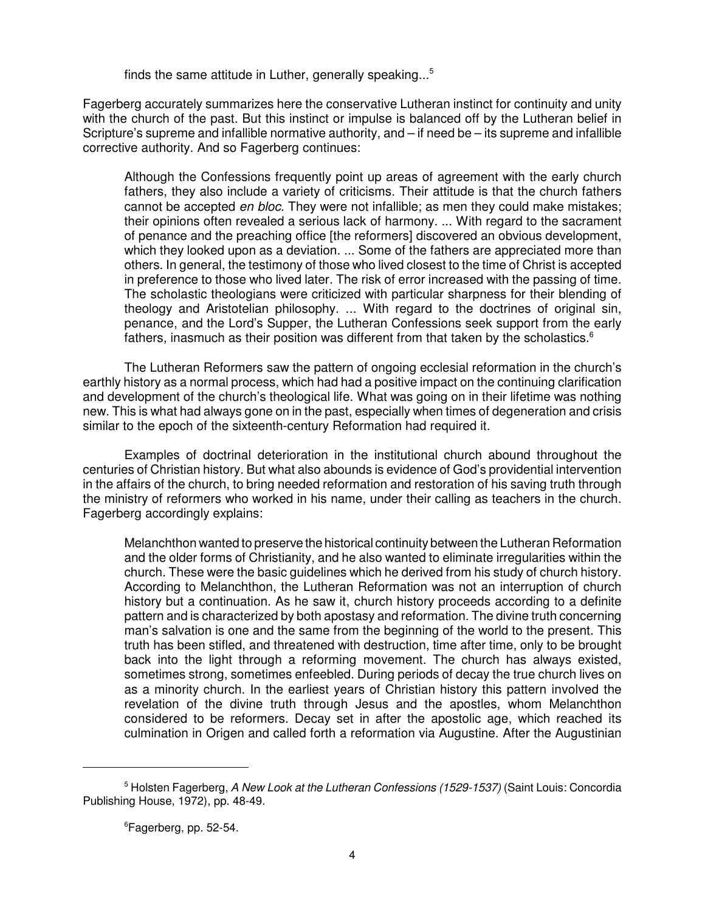> finds the same attitude in Luther, generally speaking...[5]

Fagerberg accurately summarizes here the conservative Lutheran instinct for continuity and unity with the church of the past. But this instinct or impulse is balanced off by the Lutheran belief in Scripture's supreme and infallible normative authority, and – if need be – its supreme and infallible corrective authority. And so Fagerberg continues:

> Although the Confessions frequently point up areas of agreement with the early church fathers, they also include a variety of criticisms. Their attitude is that the church fathers cannot be accepted *en bloc*. They were not infallible; as men they could make mistakes; their opinions often revealed a serious lack of harmony. ... With regard to the sacrament of penance and the preaching office [the reformers] discovered an obvious development, which they looked upon as a deviation. ... Some of the fathers are appreciated more than others. In general, the testimony of those who lived closest to the time of Christ is accepted in preference to those who lived later. The risk of error increased with the passing of time. The scholastic theologians were criticized with particular sharpness for their blending of theology and Aristotelian philosophy. ... With regard to the doctrines of original sin, penance, and the Lord's Supper, the Lutheran Confessions seek support from the early fathers, inasmuch as their position was different from that taken by the scholastics.[6]

The Lutheran Reformers saw the pattern of ongoing ecclesial reformation in the church's earthly history as a normal process, which had had a positive impact on the continuing clarification and development of the church's theological life. What was going on in their lifetime was nothing new. This is what had always gone on in the past, especially when times of degeneration and crisis similar to the epoch of the sixteenth-century Reformation had required it.

Examples of doctrinal deterioration in the institutional church abound throughout the centuries of Christian history. But what also abounds is evidence of God's providential intervention in the affairs of the church, to bring needed reformation and restoration of his saving truth through the ministry of reformers who worked in his name, under their calling as teachers in the church. Fagerberg accordingly explains:

> Melanchthon wanted to preserve the historical continuity between the Lutheran Reformation and the older forms of Christianity, and he also wanted to eliminate irregularities within the church. These were the basic guidelines which he derived from his study of church history. According to Melanchthon, the Lutheran Reformation was not an interruption of church history but a continuation. As he saw it, church history proceeds according to a definite pattern and is characterized by both apostasy and reformation. The divine truth concerning man's salvation is one and the same from the beginning of the world to the present. This truth has been stifled, and threatened with destruction, time after time, only to be brought back into the light through a reforming movement. The church has always existed, sometimes strong, sometimes enfeebled. During periods of decay the true church lives on as a minority church. In the earliest years of Christian history this pattern involved the revelation of the divine truth through Jesus and the apostles, whom Melanchthon considered to be reformers. Decay set in after the apostolic age, which reached its culmination in Origen and called forth a reformation via Augustine. After the Augustinian

---

[5] Holsten Fagerberg, *A New Look at the Lutheran Confessions (1529-1537)* (Saint Louis: Concordia Publishing House, 1972), pp. 48-49.

[6] Fagerberg, pp. 52-54.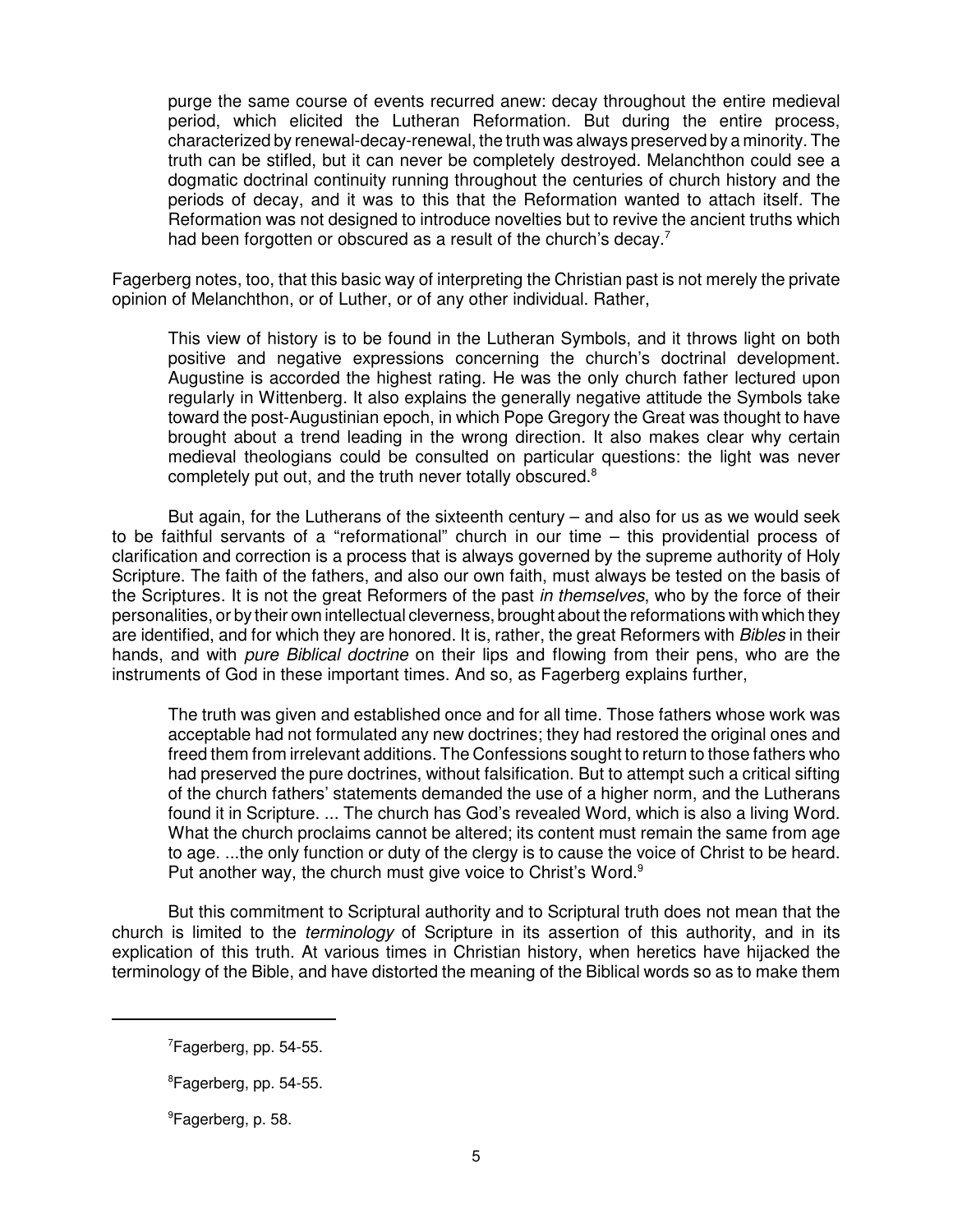> purge the same course of events recurred anew: decay throughout the entire medieval period, which elicited the Lutheran Reformation. But during the entire process, characterized by renewal-decay-renewal, the truth was always preserved by a minority. The truth can be stifled, but it can never be completely destroyed. Melanchthon could see a dogmatic doctrinal continuity running throughout the centuries of church history and the periods of decay, and it was to this that the Reformation wanted to attach itself. The Reformation was not designed to introduce novelties but to revive the ancient truths which had been forgotten or obscured as a result of the church's decay.[7]

Fagerberg notes, too, that this basic way of interpreting the Christian past is not merely the private opinion of Melanchthon, or of Luther, or of any other individual. Rather,

> This view of history is to be found in the Lutheran Symbols, and it throws light on both positive and negative expressions concerning the church's doctrinal development. Augustine is accorded the highest rating. He was the only church father lectured upon regularly in Wittenberg. It also explains the generally negative attitude the Symbols take toward the post-Augustinian epoch, in which Pope Gregory the Great was thought to have brought about a trend leading in the wrong direction. It also makes clear why certain medieval theologians could be consulted on particular questions: the light was never completely put out, and the truth never totally obscured.[8]

But again, for the Lutherans of the sixteenth century – and also for us as we would seek to be faithful servants of a "reformational" church in our time – this providential process of clarification and correction is a process that is always governed by the supreme authority of Holy Scripture. The faith of the fathers, and also our own faith, must always be tested on the basis of the Scriptures. It is not the great Reformers of the past *in themselves*, who by the force of their personalities, or by their own intellectual cleverness, brought about the reformations with which they are identified, and for which they are honored. It is, rather, the great Reformers with *Bibles* in their hands, and with *pure Biblical doctrine* on their lips and flowing from their pens, who are the instruments of God in these important times. And so, as Fagerberg explains further,

> The truth was given and established once and for all time. Those fathers whose work was acceptable had not formulated any new doctrines; they had restored the original ones and freed them from irrelevant additions. The Confessions sought to return to those fathers who had preserved the pure doctrines, without falsification. But to attempt such a critical sifting of the church fathers' statements demanded the use of a higher norm, and the Lutherans found it in Scripture. ... The church has God's revealed Word, which is also a living Word. What the church proclaims cannot be altered; its content must remain the same from age to age. ...the only function or duty of the clergy is to cause the voice of Christ to be heard. Put another way, the church must give voice to Christ's Word.[9]

But this commitment to Scriptural authority and to Scriptural truth does not mean that the church is limited to the *terminology* of Scripture in its assertion of this authority, and in its explication of this truth. At various times in Christian history, when heretics have hijacked the terminology of the Bible, and have distorted the meaning of the Biblical words so as to make them

---

[7] Fagerberg, pp. 54-55.

[8] Fagerberg, pp. 54-55.

[9] Fagerberg, p. 58.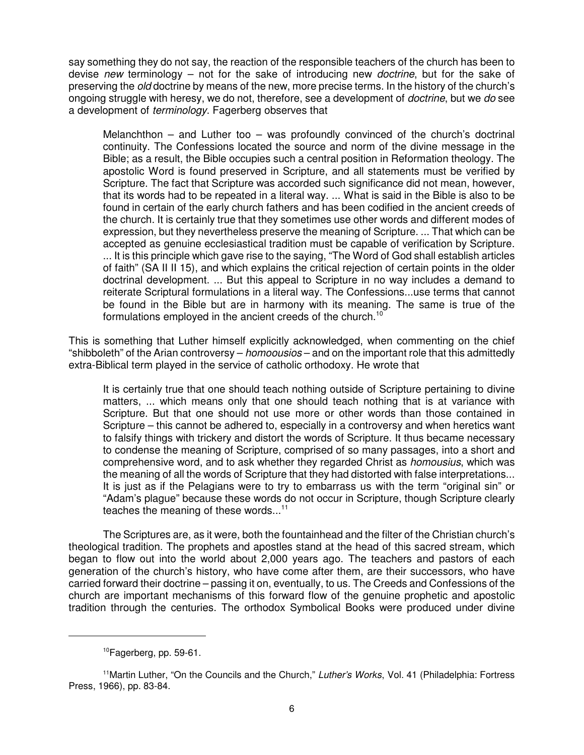say something they do not say, the reaction of the responsible teachers of the church has been to devise *new* terminology – not for the sake of introducing new *doctrine*, but for the sake of preserving the *old* doctrine by means of the new, more precise terms. In the history of the church's ongoing struggle with heresy, we do not, therefore, see a development of *doctrine*, but we *do* see a development of *terminology*. Fagerberg observes that

> Melanchthon – and Luther too – was profoundly convinced of the church's doctrinal continuity. The Confessions located the source and norm of the divine message in the Bible; as a result, the Bible occupies such a central position in Reformation theology. The apostolic Word is found preserved in Scripture, and all statements must be verified by Scripture. The fact that Scripture was accorded such significance did not mean, however, that its words had to be repeated in a literal way. ... What is said in the Bible is also to be found in certain of the early church fathers and has been codified in the ancient creeds of the church. It is certainly true that they sometimes use other words and different modes of expression, but they nevertheless preserve the meaning of Scripture. ... That which can be accepted as genuine ecclesiastical tradition must be capable of verification by Scripture. ... It is this principle which gave rise to the saying, "The Word of God shall establish articles of faith" (SA II II 15), and which explains the critical rejection of certain points in the older doctrinal development. ... But this appeal to Scripture in no way includes a demand to reiterate Scriptural formulations in a literal way. The Confessions...use terms that cannot be found in the Bible but are in harmony with its meaning. The same is true of the formulations employed in the ancient creeds of the church.[10]

This is something that Luther himself explicitly acknowledged, when commenting on the chief "shibboleth" of the Arian controversy – *homoousios* – and on the important role that this admittedly extra-Biblical term played in the service of catholic orthodoxy. He wrote that

> It is certainly true that one should teach nothing outside of Scripture pertaining to divine matters, ... which means only that one should teach nothing that is at variance with Scripture. But that one should not use more or other words than those contained in Scripture – this cannot be adhered to, especially in a controversy and when heretics want to falsify things with trickery and distort the words of Scripture. It thus became necessary to condense the meaning of Scripture, comprised of so many passages, into a short and comprehensive word, and to ask whether they regarded Christ as *homousius*, which was the meaning of all the words of Scripture that they had distorted with false interpretations... It is just as if the Pelagians were to try to embarrass us with the term "original sin" or "Adam's plague" because these words do not occur in Scripture, though Scripture clearly teaches the meaning of these words...[11]

The Scriptures are, as it were, both the fountainhead and the filter of the Christian church's theological tradition. The prophets and apostles stand at the head of this sacred stream, which began to flow out into the world about 2,000 years ago. The teachers and pastors of each generation of the church's history, who have come after them, are their successors, who have carried forward their doctrine – passing it on, eventually, to us. The Creeds and Confessions of the church are important mechanisms of this forward flow of the genuine prophetic and apostolic tradition through the centuries. The orthodox Symbolical Books were produced under divine

---

[10] Fagerberg, pp. 59-61.

[11] Martin Luther, "On the Councils and the Church," *Luther's Works*, Vol. 41 (Philadelphia: Fortress Press, 1966), pp. 83-84.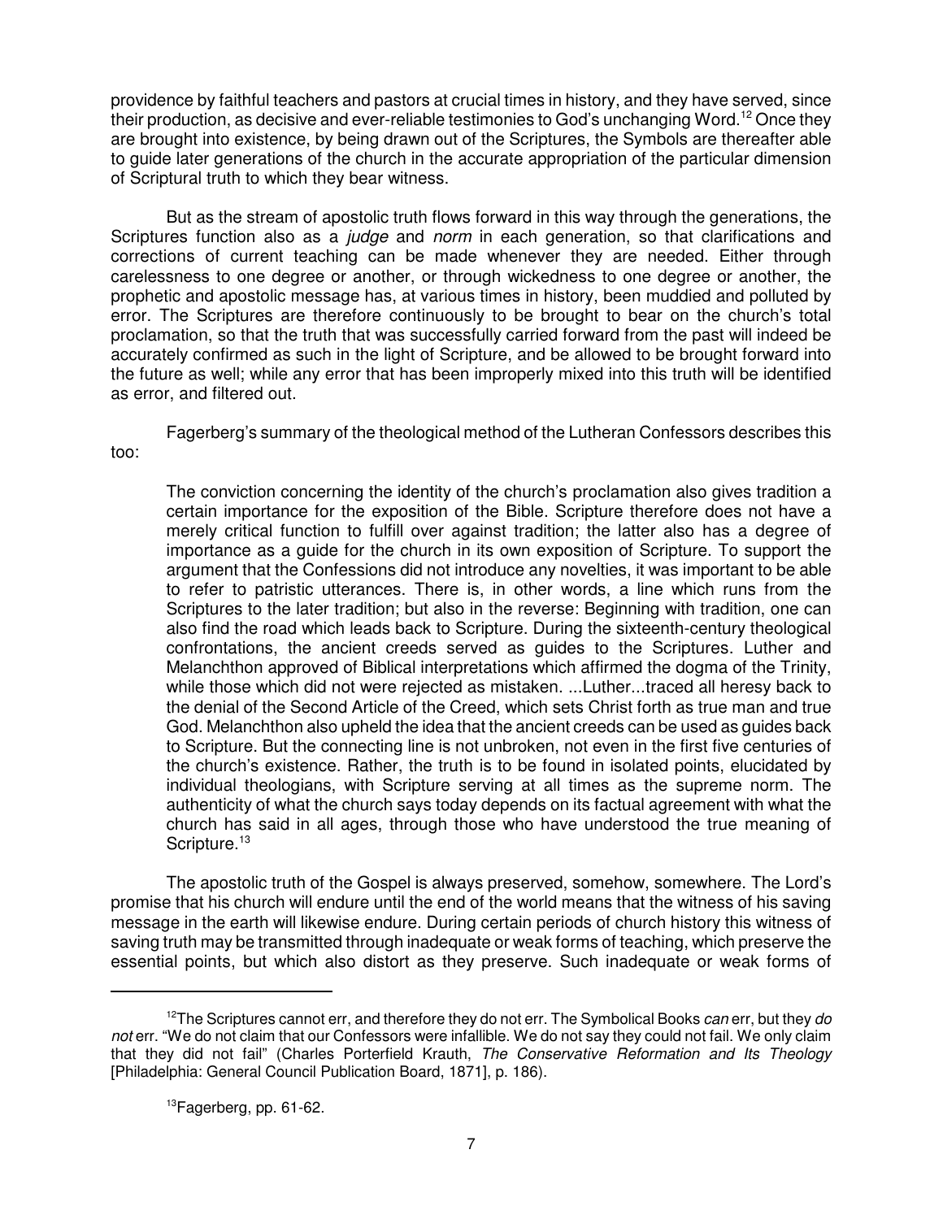providence by faithful teachers and pastors at crucial times in history, and they have served, since their production, as decisive and ever-reliable testimonies to God's unchanging Word.[12] Once they are brought into existence, by being drawn out of the Scriptures, the Symbols are thereafter able to guide later generations of the church in the accurate appropriation of the particular dimension of Scriptural truth to which they bear witness.

But as the stream of apostolic truth flows forward in this way through the generations, the Scriptures function also as a *judge* and *norm* in each generation, so that clarifications and corrections of current teaching can be made whenever they are needed. Either through carelessness to one degree or another, or through wickedness to one degree or another, the prophetic and apostolic message has, at various times in history, been muddied and polluted by error. The Scriptures are therefore continuously to be brought to bear on the church's total proclamation, so that the truth that was successfully carried forward from the past will indeed be accurately confirmed as such in the light of Scripture, and be allowed to be brought forward into the future as well; while any error that has been improperly mixed into this truth will be identified as error, and filtered out.

Fagerberg's summary of the theological method of the Lutheran Confessors describes this too:

> The conviction concerning the identity of the church's proclamation also gives tradition a certain importance for the exposition of the Bible. Scripture therefore does not have a merely critical function to fulfill over against tradition; the latter also has a degree of importance as a guide for the church in its own exposition of Scripture. To support the argument that the Confessions did not introduce any novelties, it was important to be able to refer to patristic utterances. There is, in other words, a line which runs from the Scriptures to the later tradition; but also in the reverse: Beginning with tradition, one can also find the road which leads back to Scripture. During the sixteenth-century theological confrontations, the ancient creeds served as guides to the Scriptures. Luther and Melanchthon approved of Biblical interpretations which affirmed the dogma of the Trinity, while those which did not were rejected as mistaken. ...Luther...traced all heresy back to the denial of the Second Article of the Creed, which sets Christ forth as true man and true God. Melanchthon also upheld the idea that the ancient creeds can be used as guides back to Scripture. But the connecting line is not unbroken, not even in the first five centuries of the church's existence. Rather, the truth is to be found in isolated points, elucidated by individual theologians, with Scripture serving at all times as the supreme norm. The authenticity of what the church says today depends on its factual agreement with what the church has said in all ages, through those who have understood the true meaning of Scripture.[13]

The apostolic truth of the Gospel is always preserved, somehow, somewhere. The Lord's promise that his church will endure until the end of the world means that the witness of his saving message in the earth will likewise endure. During certain periods of church history this witness of saving truth may be transmitted through inadequate or weak forms of teaching, which preserve the essential points, but which also distort as they preserve. Such inadequate or weak forms of

---

[12] The Scriptures cannot err, and therefore they do not err. The Symbolical Books *can* err, but they *do not* err. "We do not claim that our Confessors were infallible. We do not say they could not fail. We only claim that they did not fail" (Charles Porterfield Krauth, *The Conservative Reformation and Its Theology* [Philadelphia: General Council Publication Board, 1871], p. 186).

[13] Fagerberg, pp. 61-62.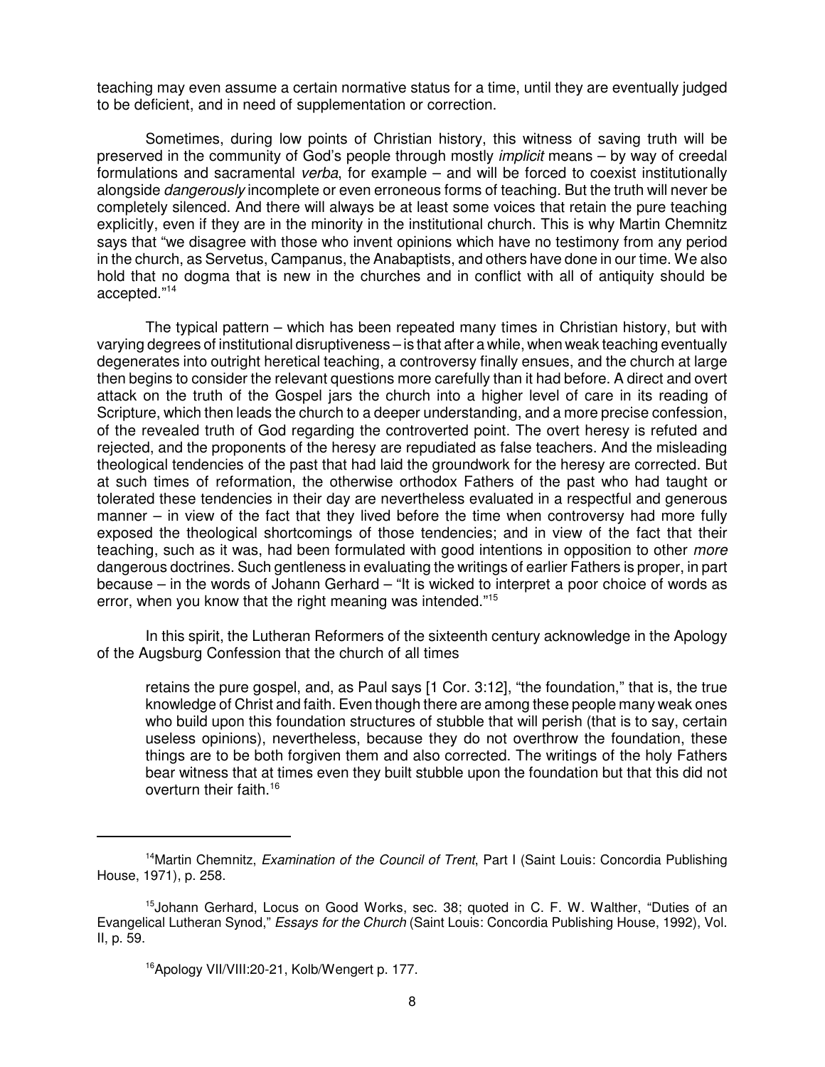teaching may even assume a certain normative status for a time, until they are eventually judged to be deficient, and in need of supplementation or correction.

Sometimes, during low points of Christian history, this witness of saving truth will be preserved in the community of God's people through mostly *implicit* means – by way of creedal formulations and sacramental *verba*, for example – and will be forced to coexist institutionally alongside *dangerously* incomplete or even erroneous forms of teaching. But the truth will never be completely silenced. And there will always be at least some voices that retain the pure teaching explicitly, even if they are in the minority in the institutional church. This is why Martin Chemnitz says that "we disagree with those who invent opinions which have no testimony from any period in the church, as Servetus, Campanus, the Anabaptists, and others have done in our time. We also hold that no dogma that is new in the churches and in conflict with all of antiquity should be accepted."[14]

The typical pattern – which has been repeated many times in Christian history, but with varying degrees of institutional disruptiveness – is that after a while, when weak teaching eventually degenerates into outright heretical teaching, a controversy finally ensues, and the church at large then begins to consider the relevant questions more carefully than it had before. A direct and overt attack on the truth of the Gospel jars the church into a higher level of care in its reading of Scripture, which then leads the church to a deeper understanding, and a more precise confession, of the revealed truth of God regarding the controverted point. The overt heresy is refuted and rejected, and the proponents of the heresy are repudiated as false teachers. And the misleading theological tendencies of the past that had laid the groundwork for the heresy are corrected. But at such times of reformation, the otherwise orthodox Fathers of the past who had taught or tolerated these tendencies in their day are nevertheless evaluated in a respectful and generous manner – in view of the fact that they lived before the time when controversy had more fully exposed the theological shortcomings of those tendencies; and in view of the fact that their teaching, such as it was, had been formulated with good intentions in opposition to other *more* dangerous doctrines. Such gentleness in evaluating the writings of earlier Fathers is proper, in part because – in the words of Johann Gerhard – "It is wicked to interpret a poor choice of words as error, when you know that the right meaning was intended."[15]

In this spirit, the Lutheran Reformers of the sixteenth century acknowledge in the Apology of the Augsburg Confession that the church of all times

> retains the pure gospel, and, as Paul says [1 Cor. 3:12], "the foundation," that is, the true knowledge of Christ and faith. Even though there are among these people many weak ones who build upon this foundation structures of stubble that will perish (that is to say, certain useless opinions), nevertheless, because they do not overthrow the foundation, these things are to be both forgiven them and also corrected. The writings of the holy Fathers bear witness that at times even they built stubble upon the foundation but that this did not overturn their faith.[16]

---

[14] Martin Chemnitz, *Examination of the Council of Trent*, Part I (Saint Louis: Concordia Publishing House, 1971), p. 258.

[15] Johann Gerhard, Locus on Good Works, sec. 38; quoted in C. F. W. Walther, "Duties of an Evangelical Lutheran Synod," *Essays for the Church* (Saint Louis: Concordia Publishing House, 1992), Vol. II, p. 59.

[16] Apology VII/VIII:20-21, Kolb/Wengert p. 177.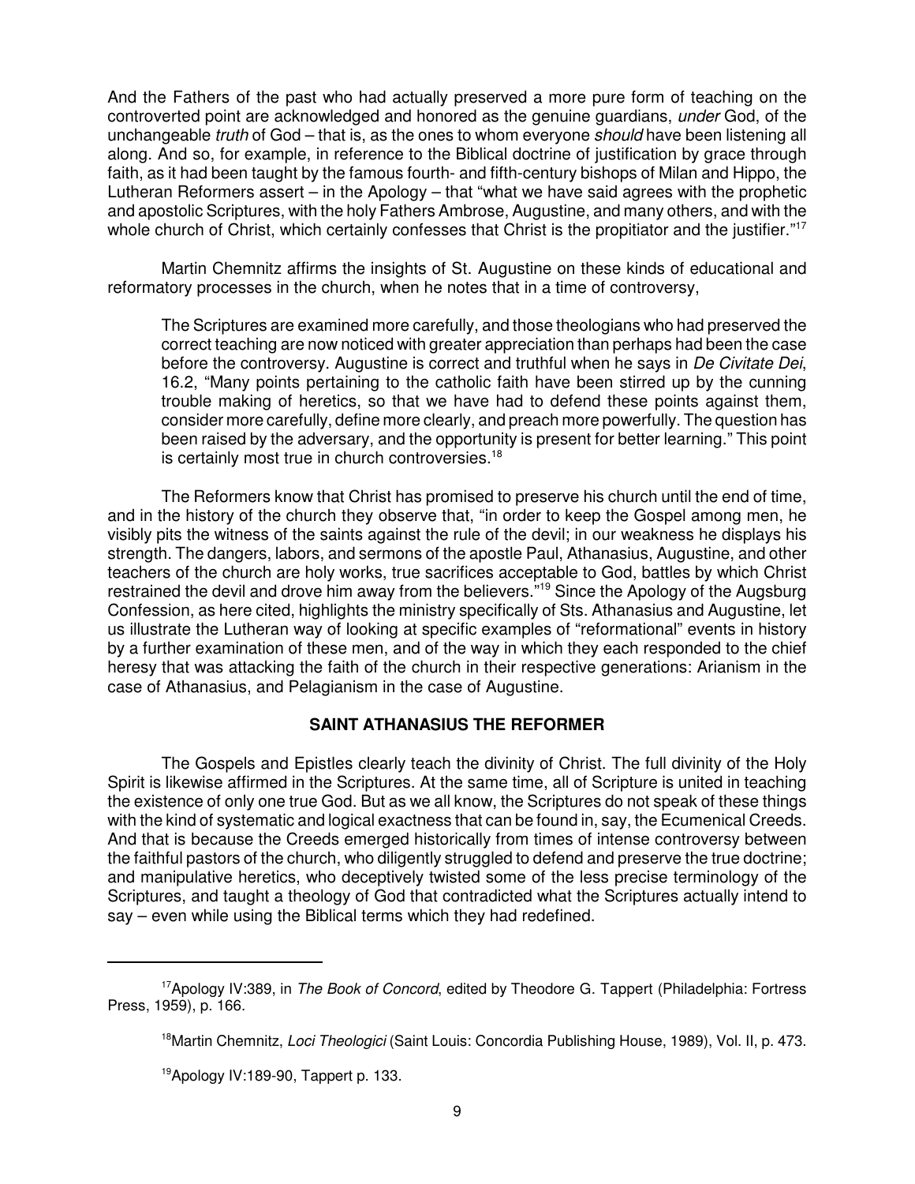And the Fathers of the past who had actually preserved a more pure form of teaching on the controverted point are acknowledged and honored as the genuine guardians, *under* God, of the unchangeable *truth* of God – that is, as the ones to whom everyone *should* have been listening all along. And so, for example, in reference to the Biblical doctrine of justification by grace through faith, as it had been taught by the famous fourth- and fifth-century bishops of Milan and Hippo, the Lutheran Reformers assert – in the Apology – that "what we have said agrees with the prophetic and apostolic Scriptures, with the holy Fathers Ambrose, Augustine, and many others, and with the whole church of Christ, which certainly confesses that Christ is the propitiator and the justifier."[17]

Martin Chemnitz affirms the insights of St. Augustine on these kinds of educational and reformatory processes in the church, when he notes that in a time of controversy,

> The Scriptures are examined more carefully, and those theologians who had preserved the correct teaching are now noticed with greater appreciation than perhaps had been the case before the controversy. Augustine is correct and truthful when he says in *De Civitate Dei*, 16.2, "Many points pertaining to the catholic faith have been stirred up by the cunning trouble making of heretics, so that we have had to defend these points against them, consider more carefully, define more clearly, and preach more powerfully. The question has been raised by the adversary, and the opportunity is present for better learning." This point is certainly most true in church controversies.[18]

The Reformers know that Christ has promised to preserve his church until the end of time, and in the history of the church they observe that, "in order to keep the Gospel among men, he visibly pits the witness of the saints against the rule of the devil; in our weakness he displays his strength. The dangers, labors, and sermons of the apostle Paul, Athanasius, Augustine, and other teachers of the church are holy works, true sacrifices acceptable to God, battles by which Christ restrained the devil and drove him away from the believers."[19] Since the Apology of the Augsburg Confession, as here cited, highlights the ministry specifically of Sts. Athanasius and Augustine, let us illustrate the Lutheran way of looking at specific examples of "reformational" events in history by a further examination of these men, and of the way in which they each responded to the chief heresy that was attacking the faith of the church in their respective generations: Arianism in the case of Athanasius, and Pelagianism in the case of Augustine.

## SAINT ATHANASIUS THE REFORMER

The Gospels and Epistles clearly teach the divinity of Christ. The full divinity of the Holy Spirit is likewise affirmed in the Scriptures. At the same time, all of Scripture is united in teaching the existence of only one true God. But as we all know, the Scriptures do not speak of these things with the kind of systematic and logical exactness that can be found in, say, the Ecumenical Creeds. And that is because the Creeds emerged historically from times of intense controversy between the faithful pastors of the church, who diligently struggled to defend and preserve the true doctrine; and manipulative heretics, who deceptively twisted some of the less precise terminology of the Scriptures, and taught a theology of God that contradicted what the Scriptures actually intend to say – even while using the Biblical terms which they had redefined.

---

[17]Apology IV:389, in *The Book of Concord*, edited by Theodore G. Tappert (Philadelphia: Fortress Press, 1959), p. 166.

[18]Martin Chemnitz, *Loci Theologici* (Saint Louis: Concordia Publishing House, 1989), Vol. II, p. 473.

[19]Apology IV:189-90, Tappert p. 133.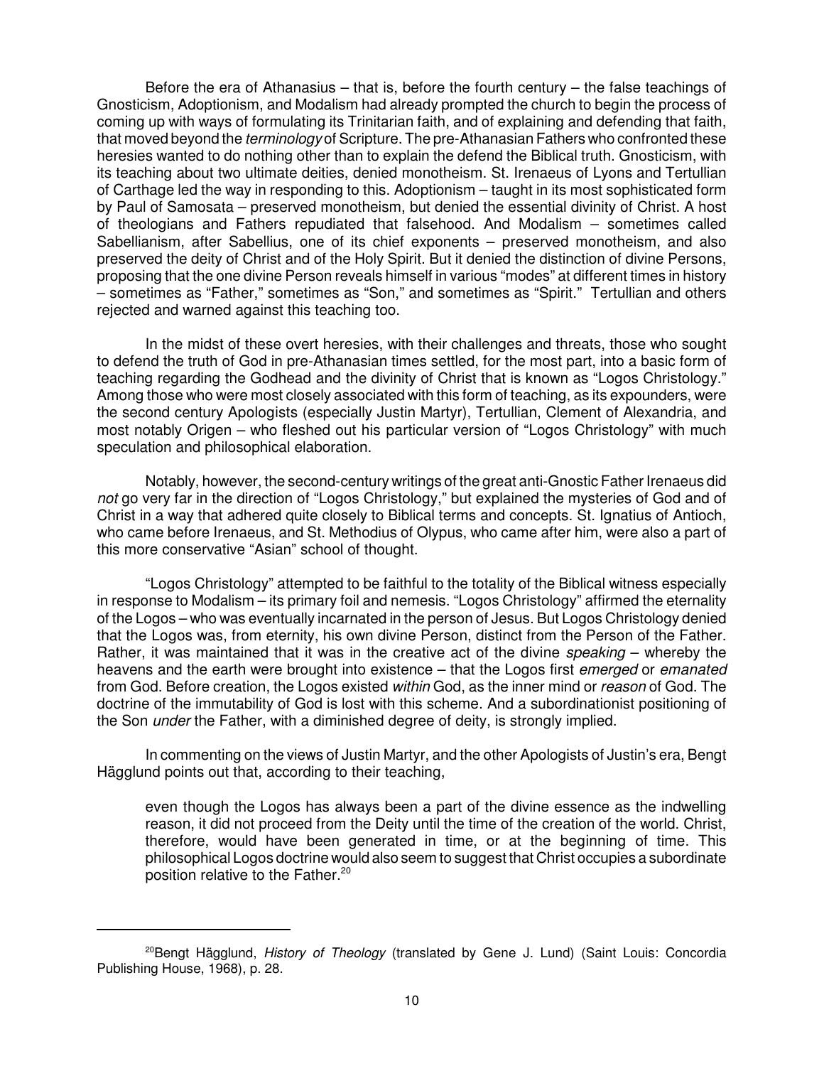Before the era of Athanasius – that is, before the fourth century – the false teachings of Gnosticism, Adoptionism, and Modalism had already prompted the church to begin the process of coming up with ways of formulating its Trinitarian faith, and of explaining and defending that faith, that moved beyond the *terminology* of Scripture. The pre-Athanasian Fathers who confronted these heresies wanted to do nothing other than to explain the defend the Biblical truth. Gnosticism, with its teaching about two ultimate deities, denied monotheism. St. Irenaeus of Lyons and Tertullian of Carthage led the way in responding to this. Adoptionism – taught in its most sophisticated form by Paul of Samosata – preserved monotheism, but denied the essential divinity of Christ. A host of theologians and Fathers repudiated that falsehood. And Modalism – sometimes called Sabellianism, after Sabellius, one of its chief exponents – preserved monotheism, and also preserved the deity of Christ and of the Holy Spirit. But it denied the distinction of divine Persons, proposing that the one divine Person reveals himself in various "modes" at different times in history – sometimes as "Father," sometimes as "Son," and sometimes as "Spirit." Tertullian and others rejected and warned against this teaching too.

In the midst of these overt heresies, with their challenges and threats, those who sought to defend the truth of God in pre-Athanasian times settled, for the most part, into a basic form of teaching regarding the Godhead and the divinity of Christ that is known as "Logos Christology." Among those who were most closely associated with this form of teaching, as its expounders, were the second century Apologists (especially Justin Martyr), Tertullian, Clement of Alexandria, and most notably Origen – who fleshed out his particular version of "Logos Christology" with much speculation and philosophical elaboration.

Notably, however, the second-century writings of the great anti-Gnostic Father Irenaeus did *not* go very far in the direction of "Logos Christology," but explained the mysteries of God and of Christ in a way that adhered quite closely to Biblical terms and concepts. St. Ignatius of Antioch, who came before Irenaeus, and St. Methodius of Olypus, who came after him, were also a part of this more conservative "Asian" school of thought.

"Logos Christology" attempted to be faithful to the totality of the Biblical witness especially in response to Modalism – its primary foil and nemesis. "Logos Christology" affirmed the eternality of the Logos – who was eventually incarnated in the person of Jesus. But Logos Christology denied that the Logos was, from eternity, his own divine Person, distinct from the Person of the Father. Rather, it was maintained that it was in the creative act of the divine *speaking* – whereby the heavens and the earth were brought into existence – that the Logos first *emerged* or *emanated* from God. Before creation, the Logos existed *within* God, as the inner mind or *reason* of God. The doctrine of the immutability of God is lost with this scheme. And a subordinationist positioning of the Son *under* the Father, with a diminished degree of deity, is strongly implied.

In commenting on the views of Justin Martyr, and the other Apologists of Justin's era, Bengt Hägglund points out that, according to their teaching,

> even though the Logos has always been a part of the divine essence as the indwelling reason, it did not proceed from the Deity until the time of the creation of the world. Christ, therefore, would have been generated in time, or at the beginning of time. This philosophical Logos doctrine would also seem to suggest that Christ occupies a subordinate position relative to the Father.[20]

---

[20]Bengt Hägglund, *History of Theology* (translated by Gene J. Lund) (Saint Louis: Concordia Publishing House, 1968), p. 28.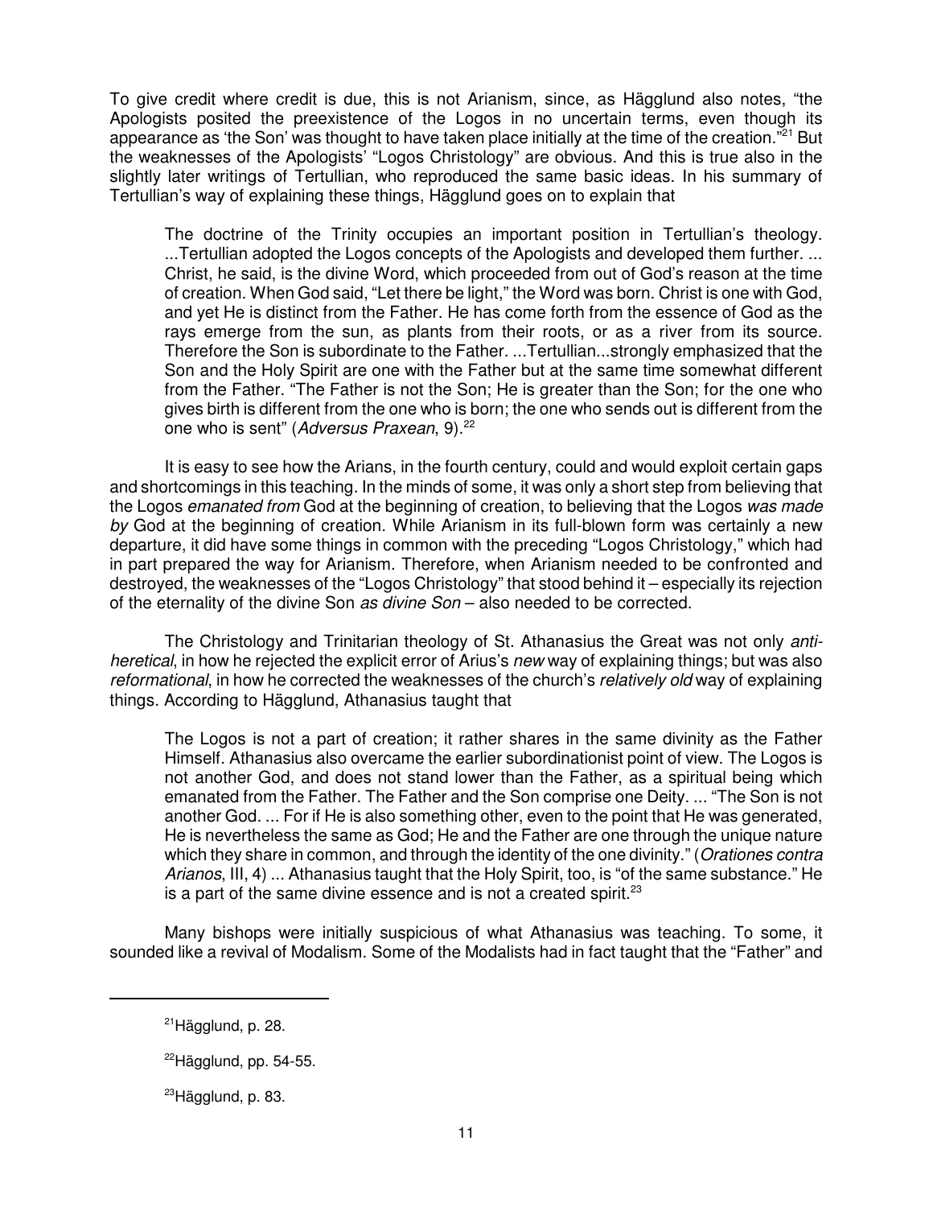To give credit where credit is due, this is not Arianism, since, as Hägglund also notes, "the Apologists posited the preexistence of the Logos in no uncertain terms, even though its appearance as 'the Son' was thought to have taken place initially at the time of the creation."[21] But the weaknesses of the Apologists' "Logos Christology" are obvious. And this is true also in the slightly later writings of Tertullian, who reproduced the same basic ideas. In his summary of Tertullian's way of explaining these things, Hägglund goes on to explain that

> The doctrine of the Trinity occupies an important position in Tertullian's theology. ...Tertullian adopted the Logos concepts of the Apologists and developed them further. ... Christ, he said, is the divine Word, which proceeded from out of God's reason at the time of creation. When God said, "Let there be light," the Word was born. Christ is one with God, and yet He is distinct from the Father. He has come forth from the essence of God as the rays emerge from the sun, as plants from their roots, or as a river from its source. Therefore the Son is subordinate to the Father. ...Tertullian...strongly emphasized that the Son and the Holy Spirit are one with the Father but at the same time somewhat different from the Father. "The Father is not the Son; He is greater than the Son; for the one who gives birth is different from the one who is born; the one who sends out is different from the one who is sent" (*Adversus Praxean*, 9).[22]

It is easy to see how the Arians, in the fourth century, could and would exploit certain gaps and shortcomings in this teaching. In the minds of some, it was only a short step from believing that the Logos *emanated from* God at the beginning of creation, to believing that the Logos *was made by* God at the beginning of creation. While Arianism in its full-blown form was certainly a new departure, it did have some things in common with the preceding "Logos Christology," which had in part prepared the way for Arianism. Therefore, when Arianism needed to be confronted and destroyed, the weaknesses of the "Logos Christology" that stood behind it – especially its rejection of the eternality of the divine Son *as divine Son* – also needed to be corrected.

The Christology and Trinitarian theology of St. Athanasius the Great was not only *anti-heretical*, in how he rejected the explicit error of Arius's *new* way of explaining things; but was also *reformational*, in how he corrected the weaknesses of the church's *relatively old* way of explaining things. According to Hägglund, Athanasius taught that

> The Logos is not a part of creation; it rather shares in the same divinity as the Father Himself. Athanasius also overcame the earlier subordinationist point of view. The Logos is not another God, and does not stand lower than the Father, as a spiritual being which emanated from the Father. The Father and the Son comprise one Deity. ... "The Son is not another God. ... For if He is also something other, even to the point that He was generated, He is nevertheless the same as God; He and the Father are one through the unique nature which they share in common, and through the identity of the one divinity." (*Orationes contra Arianos*, III, 4) ... Athanasius taught that the Holy Spirit, too, is "of the same substance." He is a part of the same divine essence and is not a created spirit.[23]

Many bishops were initially suspicious of what Athanasius was teaching. To some, it sounded like a revival of Modalism. Some of the Modalists had in fact taught that the "Father" and

---

[21] Hägglund, p. 28.

[22] Hägglund, pp. 54-55.

[23] Hägglund, p. 83.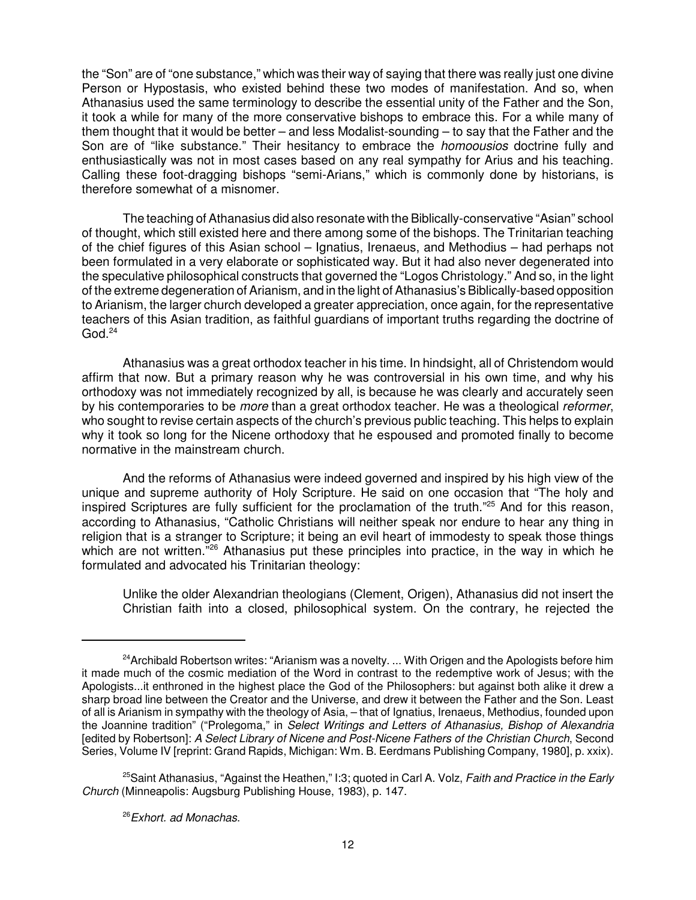the "Son" are of "one substance," which was their way of saying that there was really just one divine Person or Hypostasis, who existed behind these two modes of manifestation. And so, when Athanasius used the same terminology to describe the essential unity of the Father and the Son, it took a while for many of the more conservative bishops to embrace this. For a while many of them thought that it would be better – and less Modalist-sounding – to say that the Father and the Son are of "like substance." Their hesitancy to embrace the *homoousios* doctrine fully and enthusiastically was not in most cases based on any real sympathy for Arius and his teaching. Calling these foot-dragging bishops "semi-Arians," which is commonly done by historians, is therefore somewhat of a misnomer.

The teaching of Athanasius did also resonate with the Biblically-conservative "Asian" school of thought, which still existed here and there among some of the bishops. The Trinitarian teaching of the chief figures of this Asian school – Ignatius, Irenaeus, and Methodius – had perhaps not been formulated in a very elaborate or sophisticated way. But it had also never degenerated into the speculative philosophical constructs that governed the "Logos Christology." And so, in the light of the extreme degeneration of Arianism, and in the light of Athanasius's Biblically-based opposition to Arianism, the larger church developed a greater appreciation, once again, for the representative teachers of this Asian tradition, as faithful guardians of important truths regarding the doctrine of God.[24]

Athanasius was a great orthodox teacher in his time. In hindsight, all of Christendom would affirm that now. But a primary reason why he was controversial in his own time, and why his orthodoxy was not immediately recognized by all, is because he was clearly and accurately seen by his contemporaries to be *more* than a great orthodox teacher. He was a theological *reformer*, who sought to revise certain aspects of the church's previous public teaching. This helps to explain why it took so long for the Nicene orthodoxy that he espoused and promoted finally to become normative in the mainstream church.

And the reforms of Athanasius were indeed governed and inspired by his high view of the unique and supreme authority of Holy Scripture. He said on one occasion that "The holy and inspired Scriptures are fully sufficient for the proclamation of the truth."[25] And for this reason, according to Athanasius, "Catholic Christians will neither speak nor endure to hear any thing in religion that is a stranger to Scripture; it being an evil heart of immodesty to speak those things which are not written."[26] Athanasius put these principles into practice, in the way in which he formulated and advocated his Trinitarian theology:

> Unlike the older Alexandrian theologians (Clement, Origen), Athanasius did not insert the Christian faith into a closed, philosophical system. On the contrary, he rejected the

---

[24] Archibald Robertson writes: "Arianism was a novelty. ... With Origen and the Apologists before him it made much of the cosmic mediation of the Word in contrast to the redemptive work of Jesus; with the Apologists...it enthroned in the highest place the God of the Philosophers: but against both alike it drew a sharp broad line between the Creator and the Universe, and drew it between the Father and the Son. Least of all is Arianism in sympathy with the theology of Asia, – that of Ignatius, Irenaeus, Methodius, founded upon the Joannine tradition" ("Prolegoma," in *Select Writings and Letters of Athanasius, Bishop of Alexandria* [edited by Robertson]: *A Select Library of Nicene and Post-Nicene Fathers of the Christian Church*, Second Series, Volume IV [reprint: Grand Rapids, Michigan: Wm. B. Eerdmans Publishing Company, 1980], p. xxix).

[25] Saint Athanasius, "Against the Heathen," I:3; quoted in Carl A. Volz, *Faith and Practice in the Early Church* (Minneapolis: Augsburg Publishing House, 1983), p. 147.

[26] *Exhort. ad Monachas*.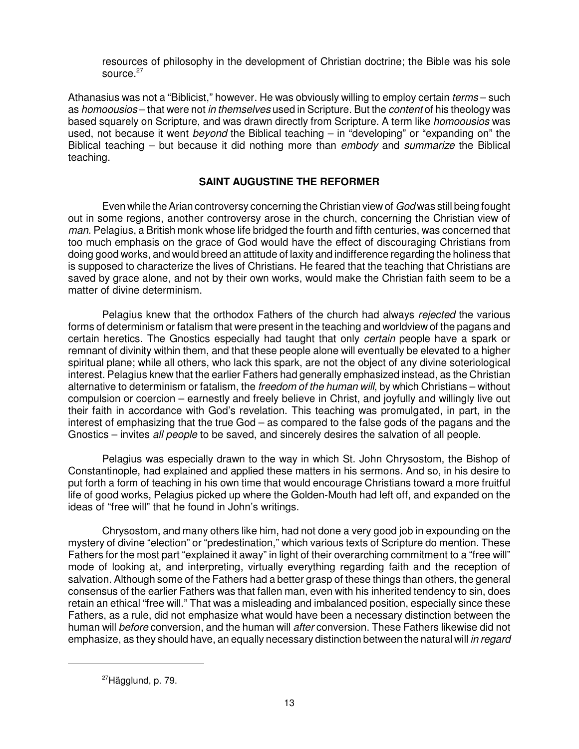resources of philosophy in the development of Christian doctrine; the Bible was his sole source.[27]

Athanasius was not a "Biblicist," however. He was obviously willing to employ certain *terms* – such as *homoousios* – that were not *in themselves* used in Scripture. But the *content* of his theology was based squarely on Scripture, and was drawn directly from Scripture. A term like *homoousios* was used, not because it went *beyond* the Biblical teaching – in "developing" or "expanding on" the Biblical teaching – but because it did nothing more than *embody* and *summarize* the Biblical teaching.

## SAINT AUGUSTINE THE REFORMER

Even while the Arian controversy concerning the Christian view of *God* was still being fought out in some regions, another controversy arose in the church, concerning the Christian view of *man*. Pelagius, a British monk whose life bridged the fourth and fifth centuries, was concerned that too much emphasis on the grace of God would have the effect of discouraging Christians from doing good works, and would breed an attitude of laxity and indifference regarding the holiness that is supposed to characterize the lives of Christians. He feared that the teaching that Christians are saved by grace alone, and not by their own works, would make the Christian faith seem to be a matter of divine determinism.

Pelagius knew that the orthodox Fathers of the church had always *rejected* the various forms of determinism or fatalism that were present in the teaching and worldview of the pagans and certain heretics. The Gnostics especially had taught that only *certain* people have a spark or remnant of divinity within them, and that these people alone will eventually be elevated to a higher spiritual plane; while all others, who lack this spark, are not the object of any divine soteriological interest. Pelagius knew that the earlier Fathers had generally emphasized instead, as the Christian alternative to determinism or fatalism, the *freedom of the human will*, by which Christians – without compulsion or coercion – earnestly and freely believe in Christ, and joyfully and willingly live out their faith in accordance with God's revelation. This teaching was promulgated, in part, in the interest of emphasizing that the true God – as compared to the false gods of the pagans and the Gnostics – invites *all people* to be saved, and sincerely desires the salvation of all people.

Pelagius was especially drawn to the way in which St. John Chrysostom, the Bishop of Constantinople, had explained and applied these matters in his sermons. And so, in his desire to put forth a form of teaching in his own time that would encourage Christians toward a more fruitful life of good works, Pelagius picked up where the Golden-Mouth had left off, and expanded on the ideas of "free will" that he found in John's writings.

Chrysostom, and many others like him, had not done a very good job in expounding on the mystery of divine "election" or "predestination," which various texts of Scripture do mention. These Fathers for the most part "explained it away" in light of their overarching commitment to a "free will" mode of looking at, and interpreting, virtually everything regarding faith and the reception of salvation. Although some of the Fathers had a better grasp of these things than others, the general consensus of the earlier Fathers was that fallen man, even with his inherited tendency to sin, does retain an ethical "free will." That was a misleading and imbalanced position, especially since these Fathers, as a rule, did not emphasize what would have been a necessary distinction between the human will *before* conversion, and the human will *after* conversion. These Fathers likewise did not emphasize, as they should have, an equally necessary distinction between the natural will *in regard*

[27] Hägglund, p. 79.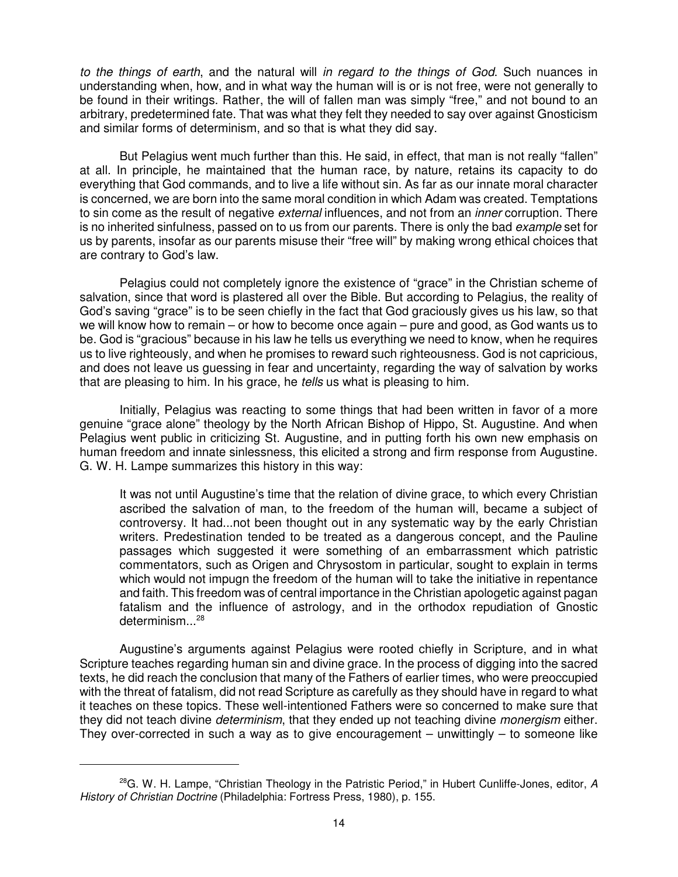*to the things of earth*, and the natural will *in regard to the things of God*. Such nuances in understanding when, how, and in what way the human will is or is not free, were not generally to be found in their writings. Rather, the will of fallen man was simply "free," and not bound to an arbitrary, predetermined fate. That was what they felt they needed to say over against Gnosticism and similar forms of determinism, and so that is what they did say.

But Pelagius went much further than this. He said, in effect, that man is not really "fallen" at all. In principle, he maintained that the human race, by nature, retains its capacity to do everything that God commands, and to live a life without sin. As far as our innate moral character is concerned, we are born into the same moral condition in which Adam was created. Temptations to sin come as the result of negative *external* influences, and not from an *inner* corruption. There is no inherited sinfulness, passed on to us from our parents. There is only the bad *example* set for us by parents, insofar as our parents misuse their "free will" by making wrong ethical choices that are contrary to God's law.

Pelagius could not completely ignore the existence of "grace" in the Christian scheme of salvation, since that word is plastered all over the Bible. But according to Pelagius, the reality of God's saving "grace" is to be seen chiefly in the fact that God graciously gives us his law, so that we will know how to remain – or how to become once again – pure and good, as God wants us to be. God is "gracious" because in his law he tells us everything we need to know, when he requires us to live righteously, and when he promises to reward such righteousness. God is not capricious, and does not leave us guessing in fear and uncertainty, regarding the way of salvation by works that are pleasing to him. In his grace, he *tells* us what is pleasing to him.

Initially, Pelagius was reacting to some things that had been written in favor of a more genuine "grace alone" theology by the North African Bishop of Hippo, St. Augustine. And when Pelagius went public in criticizing St. Augustine, and in putting forth his own new emphasis on human freedom and innate sinlessness, this elicited a strong and firm response from Augustine. G. W. H. Lampe summarizes this history in this way:

> It was not until Augustine's time that the relation of divine grace, to which every Christian ascribed the salvation of man, to the freedom of the human will, became a subject of controversy. It had...not been thought out in any systematic way by the early Christian writers. Predestination tended to be treated as a dangerous concept, and the Pauline passages which suggested it were something of an embarrassment which patristic commentators, such as Origen and Chrysostom in particular, sought to explain in terms which would not impugn the freedom of the human will to take the initiative in repentance and faith. This freedom was of central importance in the Christian apologetic against pagan fatalism and the influence of astrology, and in the orthodox repudiation of Gnostic determinism...[28]

Augustine's arguments against Pelagius were rooted chiefly in Scripture, and in what Scripture teaches regarding human sin and divine grace. In the process of digging into the sacred texts, he did reach the conclusion that many of the Fathers of earlier times, who were preoccupied with the threat of fatalism, did not read Scripture as carefully as they should have in regard to what it teaches on these topics. These well-intentioned Fathers were so concerned to make sure that they did not teach divine *determinism*, that they ended up not teaching divine *monergism* either. They over-corrected in such a way as to give encouragement – unwittingly – to someone like

---

[28] G. W. H. Lampe, "Christian Theology in the Patristic Period," in Hubert Cunliffe-Jones, editor, *A History of Christian Doctrine* (Philadelphia: Fortress Press, 1980), p. 155.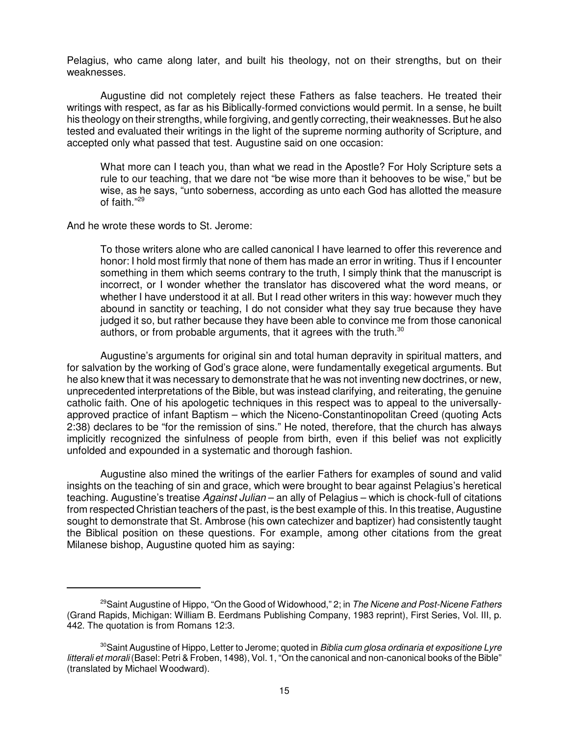Pelagius, who came along later, and built his theology, not on their strengths, but on their weaknesses.

Augustine did not completely reject these Fathers as false teachers. He treated their writings with respect, as far as his Biblically-formed convictions would permit. In a sense, he built his theology on their strengths, while forgiving, and gently correcting, their weaknesses. But he also tested and evaluated their writings in the light of the supreme norming authority of Scripture, and accepted only what passed that test. Augustine said on one occasion:

> What more can I teach you, than what we read in the Apostle? For Holy Scripture sets a rule to our teaching, that we dare not "be wise more than it behooves to be wise," but be wise, as he says, "unto soberness, according as unto each God has allotted the measure of faith."[29]

And he wrote these words to St. Jerome:

> To those writers alone who are called canonical I have learned to offer this reverence and honor: I hold most firmly that none of them has made an error in writing. Thus if I encounter something in them which seems contrary to the truth, I simply think that the manuscript is incorrect, or I wonder whether the translator has discovered what the word means, or whether I have understood it at all. But I read other writers in this way: however much they abound in sanctity or teaching, I do not consider what they say true because they have judged it so, but rather because they have been able to convince me from those canonical authors, or from probable arguments, that it agrees with the truth.[30]

Augustine's arguments for original sin and total human depravity in spiritual matters, and for salvation by the working of God's grace alone, were fundamentally exegetical arguments. But he also knew that it was necessary to demonstrate that he was not inventing new doctrines, or new, unprecedented interpretations of the Bible, but was instead clarifying, and reiterating, the genuine catholic faith. One of his apologetic techniques in this respect was to appeal to the universally-approved practice of infant Baptism – which the Niceno-Constantinopolitan Creed (quoting Acts 2:38) declares to be "for the remission of sins." He noted, therefore, that the church has always implicitly recognized the sinfulness of people from birth, even if this belief was not explicitly unfolded and expounded in a systematic and thorough fashion.

Augustine also mined the writings of the earlier Fathers for examples of sound and valid insights on the teaching of sin and grace, which were brought to bear against Pelagius's heretical teaching. Augustine's treatise *Against Julian* – an ally of Pelagius – which is chock-full of citations from respected Christian teachers of the past, is the best example of this. In this treatise, Augustine sought to demonstrate that St. Ambrose (his own catechizer and baptizer) had consistently taught the Biblical position on these questions. For example, among other citations from the great Milanese bishop, Augustine quoted him as saying:

---

[29] Saint Augustine of Hippo, "On the Good of Widowhood," 2; in *The Nicene and Post-Nicene Fathers* (Grand Rapids, Michigan: William B. Eerdmans Publishing Company, 1983 reprint), First Series, Vol. III, p. 442. The quotation is from Romans 12:3.

[30] Saint Augustine of Hippo, Letter to Jerome; quoted in *Biblia cum glosa ordinaria et expositione Lyre litterali et morali* (Basel: Petri & Froben, 1498), Vol. 1, "On the canonical and non-canonical books of the Bible" (translated by Michael Woodward).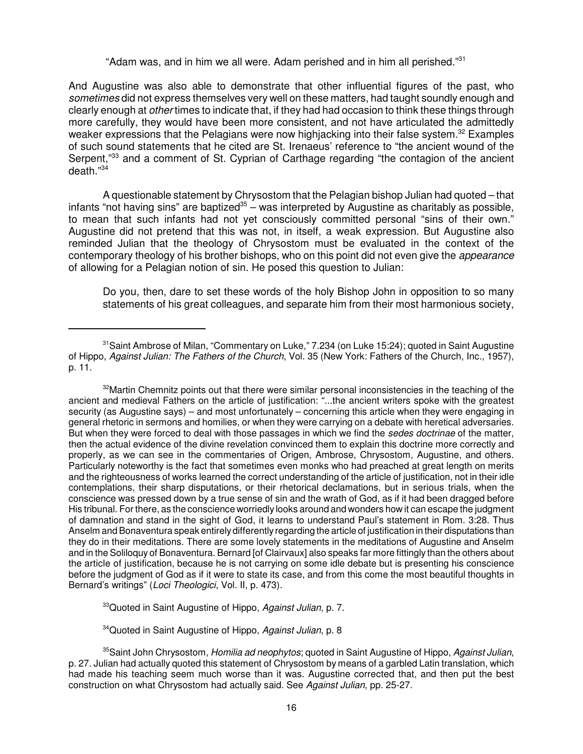"Adam was, and in him we all were. Adam perished and in him all perished."[31]

And Augustine was also able to demonstrate that other influential figures of the past, who *sometimes* did not express themselves very well on these matters, had taught soundly enough and clearly enough at *other* times to indicate that, if they had had occasion to think these things through more carefully, they would have been more consistent, and not have articulated the admittedly weaker expressions that the Pelagians were now highjacking into their false system.[32] Examples of such sound statements that he cited are St. Irenaeus' reference to "the ancient wound of the Serpent,"[33] and a comment of St. Cyprian of Carthage regarding "the contagion of the ancient death."[34]

A questionable statement by Chrysostom that the Pelagian bishop Julian had quoted – that infants "not having sins" are baptized[35] – was interpreted by Augustine as charitably as possible, to mean that such infants had not yet consciously committed personal "sins of their own." Augustine did not pretend that this was not, in itself, a weak expression. But Augustine also reminded Julian that the theology of Chrysostom must be evaluated in the context of the contemporary theology of his brother bishops, who on this point did not even give the *appearance* of allowing for a Pelagian notion of sin. He posed this question to Julian:

> Do you, then, dare to set these words of the holy Bishop John in opposition to so many statements of his great colleagues, and separate him from their most harmonious society,

---

[31] Saint Ambrose of Milan, "Commentary on Luke," 7.234 (on Luke 15:24); quoted in Saint Augustine of Hippo, *Against Julian: The Fathers of the Church*, Vol. 35 (New York: Fathers of the Church, Inc., 1957), p. 11.

[32] Martin Chemnitz points out that there were similar personal inconsistencies in the teaching of the ancient and medieval Fathers on the article of justification: "...the ancient writers spoke with the greatest security (as Augustine says) – and most unfortunately – concerning this article when they were engaging in general rhetoric in sermons and homilies, or when they were carrying on a debate with heretical adversaries. But when they were forced to deal with those passages in which we find the *sedes doctrinae* of the matter, then the actual evidence of the divine revelation convinced them to explain this doctrine more correctly and properly, as we can see in the commentaries of Origen, Ambrose, Chrysostom, Augustine, and others. Particularly noteworthy is the fact that sometimes even monks who had preached at great length on merits and the righteousness of works learned the correct understanding of the article of justification, not in their idle contemplations, their sharp disputations, or their rhetorical declamations, but in serious trials, when the conscience was pressed down by a true sense of sin and the wrath of God, as if it had been dragged before His tribunal. For there, as the conscience worriedly looks around and wonders how it can escape the judgment of damnation and stand in the sight of God, it learns to understand Paul's statement in Rom. 3:28. Thus Anselm and Bonaventura speak entirely differently regarding the article of justification in their disputations than they do in their meditations. There are some lovely statements in the meditations of Augustine and Anselm and in the Soliloquy of Bonaventura. Bernard [of Clairvaux] also speaks far more fittingly than the others about the article of justification, because he is not carrying on some idle debate but is presenting his conscience before the judgment of God as if it were to state its case, and from this come the most beautiful thoughts in Bernard's writings" (*Loci Theologici*, Vol. II, p. 473).

[33] Quoted in Saint Augustine of Hippo, *Against Julian*, p. 7.

[34] Quoted in Saint Augustine of Hippo, *Against Julian*, p. 8

[35] Saint John Chrysostom, *Homilia ad neophytos*; quoted in Saint Augustine of Hippo, *Against Julian*, p. 27. Julian had actually quoted this statement of Chrysostom by means of a garbled Latin translation, which had made his teaching seem much worse than it was. Augustine corrected that, and then put the best construction on what Chrysostom had actually said. See *Against Julian*, pp. 25-27.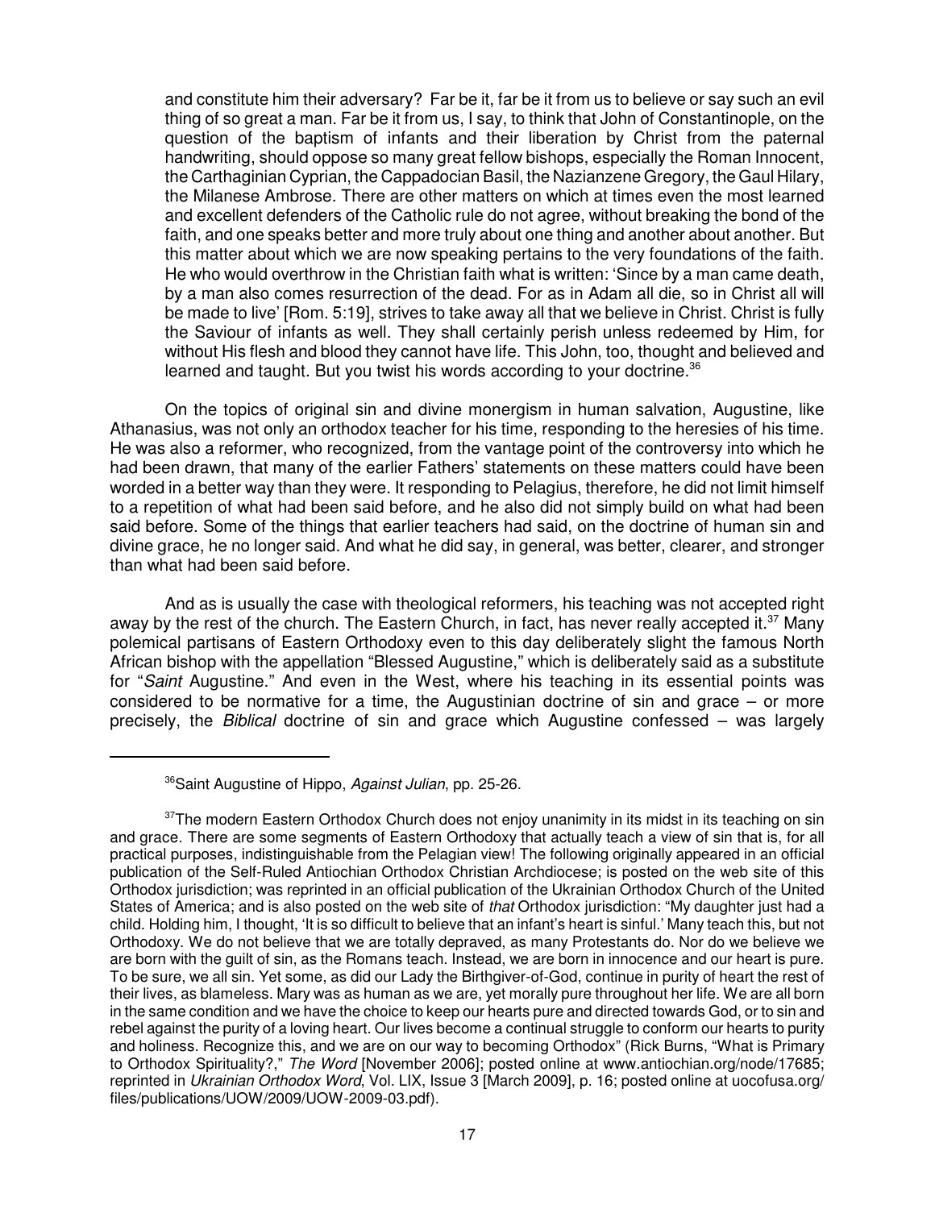> and constitute him their adversary? Far be it, far be it from us to believe or say such an evil thing of so great a man. Far be it from us, I say, to think that John of Constantinople, on the question of the baptism of infants and their liberation by Christ from the paternal handwriting, should oppose so many great fellow bishops, especially the Roman Innocent, the Carthaginian Cyprian, the Cappadocian Basil, the Nazianzene Gregory, the Gaul Hilary, the Milanese Ambrose. There are other matters on which at times even the most learned and excellent defenders of the Catholic rule do not agree, without breaking the bond of the faith, and one speaks better and more truly about one thing and another about another. But this matter about which we are now speaking pertains to the very foundations of the faith. He who would overthrow in the Christian faith what is written: 'Since by a man came death, by a man also comes resurrection of the dead. For as in Adam all die, so in Christ all will be made to live' [Rom. 5:19], strives to take away all that we believe in Christ. Christ is fully the Saviour of infants as well. They shall certainly perish unless redeemed by Him, for without His flesh and blood they cannot have life. This John, too, thought and believed and learned and taught. But you twist his words according to your doctrine.[36]

On the topics of original sin and divine monergism in human salvation, Augustine, like Athanasius, was not only an orthodox teacher for his time, responding to the heresies of his time. He was also a reformer, who recognized, from the vantage point of the controversy into which he had been drawn, that many of the earlier Fathers' statements on these matters could have been worded in a better way than they were. It responding to Pelagius, therefore, he did not limit himself to a repetition of what had been said before, and he also did not simply build on what had been said before. Some of the things that earlier teachers had said, on the doctrine of human sin and divine grace, he no longer said. And what he did say, in general, was better, clearer, and stronger than what had been said before.

And as is usually the case with theological reformers, his teaching was not accepted right away by the rest of the church. The Eastern Church, in fact, has never really accepted it.[37] Many polemical partisans of Eastern Orthodoxy even to this day deliberately slight the famous North African bishop with the appellation "Blessed Augustine," which is deliberately said as a substitute for "*Saint* Augustine." And even in the West, where his teaching in its essential points was considered to be normative for a time, the Augustinian doctrine of sin and grace – or more precisely, the *Biblical* doctrine of sin and grace which Augustine confessed – was largely

---

[36]Saint Augustine of Hippo, *Against Julian*, pp. 25-26.

[37]The modern Eastern Orthodox Church does not enjoy unanimity in its midst in its teaching on sin and grace. There are some segments of Eastern Orthodoxy that actually teach a view of sin that is, for all practical purposes, indistinguishable from the Pelagian view! The following originally appeared in an official publication of the Self-Ruled Antiochian Orthodox Christian Archdiocese; is posted on the web site of this Orthodox jurisdiction; was reprinted in an official publication of the Ukrainian Orthodox Church of the United States of America; and is also posted on the web site of *that* Orthodox jurisdiction: "My daughter just had a child. Holding him, I thought, 'It is so difficult to believe that an infant's heart is sinful.' Many teach this, but not Orthodoxy. We do not believe that we are totally depraved, as many Protestants do. Nor do we believe we are born with the guilt of sin, as the Romans teach. Instead, we are born in innocence and our heart is pure. To be sure, we all sin. Yet some, as did our Lady the Birthgiver-of-God, continue in purity of heart the rest of their lives, as blameless. Mary was as human as we are, yet morally pure throughout her life. We are all born in the same condition and we have the choice to keep our hearts pure and directed towards God, or to sin and rebel against the purity of a loving heart. Our lives become a continual struggle to conform our hearts to purity and holiness. Recognize this, and we are on our way to becoming Orthodox" (Rick Burns, "What is Primary to Orthodox Spirituality?," *The Word* [November 2006]; posted online at www.antiochian.org/node/17685; reprinted in *Ukrainian Orthodox Word*, Vol. LIX, Issue 3 [March 2009], p. 16; posted online at uocofusa.org/files/publications/UOW/2009/UOW-2009-03.pdf).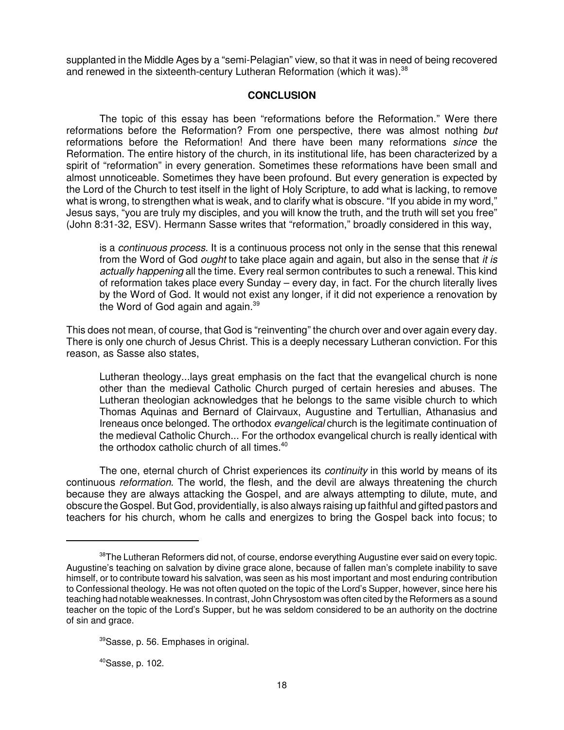supplanted in the Middle Ages by a "semi-Pelagian" view, so that it was in need of being recovered and renewed in the sixteenth-century Lutheran Reformation (which it was).[38]

## CONCLUSION

The topic of this essay has been "reformations before the Reformation." Were there reformations before the Reformation? From one perspective, there was almost nothing *but* reformations before the Reformation! And there have been many reformations *since* the Reformation. The entire history of the church, in its institutional life, has been characterized by a spirit of "reformation" in every generation. Sometimes these reformations have been small and almost unnoticeable. Sometimes they have been profound. But every generation is expected by the Lord of the Church to test itself in the light of Holy Scripture, to add what is lacking, to remove what is wrong, to strengthen what is weak, and to clarify what is obscure. "If you abide in my word," Jesus says, "you are truly my disciples, and you will know the truth, and the truth will set you free" (John 8:31-32, ESV). Hermann Sasse writes that "reformation," broadly considered in this way,

> is a *continuous process*. It is a continuous process not only in the sense that this renewal from the Word of God *ought* to take place again and again, but also in the sense that *it is actually happening* all the time. Every real sermon contributes to such a renewal. This kind of reformation takes place every Sunday – every day, in fact. For the church literally lives by the Word of God. It would not exist any longer, if it did not experience a renovation by the Word of God again and again.[39]

This does not mean, of course, that God is "reinventing" the church over and over again every day. There is only one church of Jesus Christ. This is a deeply necessary Lutheran conviction. For this reason, as Sasse also states,

> Lutheran theology...lays great emphasis on the fact that the evangelical church is none other than the medieval Catholic Church purged of certain heresies and abuses. The Lutheran theologian acknowledges that he belongs to the same visible church to which Thomas Aquinas and Bernard of Clairvaux, Augustine and Tertullian, Athanasius and Ireneaus once belonged. The orthodox *evangelical* church is the legitimate continuation of the medieval Catholic Church... For the orthodox evangelical church is really identical with the orthodox catholic church of all times.[40]

The one, eternal church of Christ experiences its *continuity* in this world by means of its continuous *reformation*. The world, the flesh, and the devil are always threatening the church because they are always attacking the Gospel, and are always attempting to dilute, mute, and obscure the Gospel. But God, providentially, is also always raising up faithful and gifted pastors and teachers for his church, whom he calls and energizes to bring the Gospel back into focus; to

---

[38]The Lutheran Reformers did not, of course, endorse everything Augustine ever said on every topic. Augustine's teaching on salvation by divine grace alone, because of fallen man's complete inability to save himself, or to contribute toward his salvation, was seen as his most important and most enduring contribution to Confessional theology. He was not often quoted on the topic of the Lord's Supper, however, since here his teaching had notable weaknesses. In contrast, John Chrysostom was often cited by the Reformers as a sound teacher on the topic of the Lord's Supper, but he was seldom considered to be an authority on the doctrine of sin and grace.

[39]Sasse, p. 56. Emphases in original.

[40]Sasse, p. 102.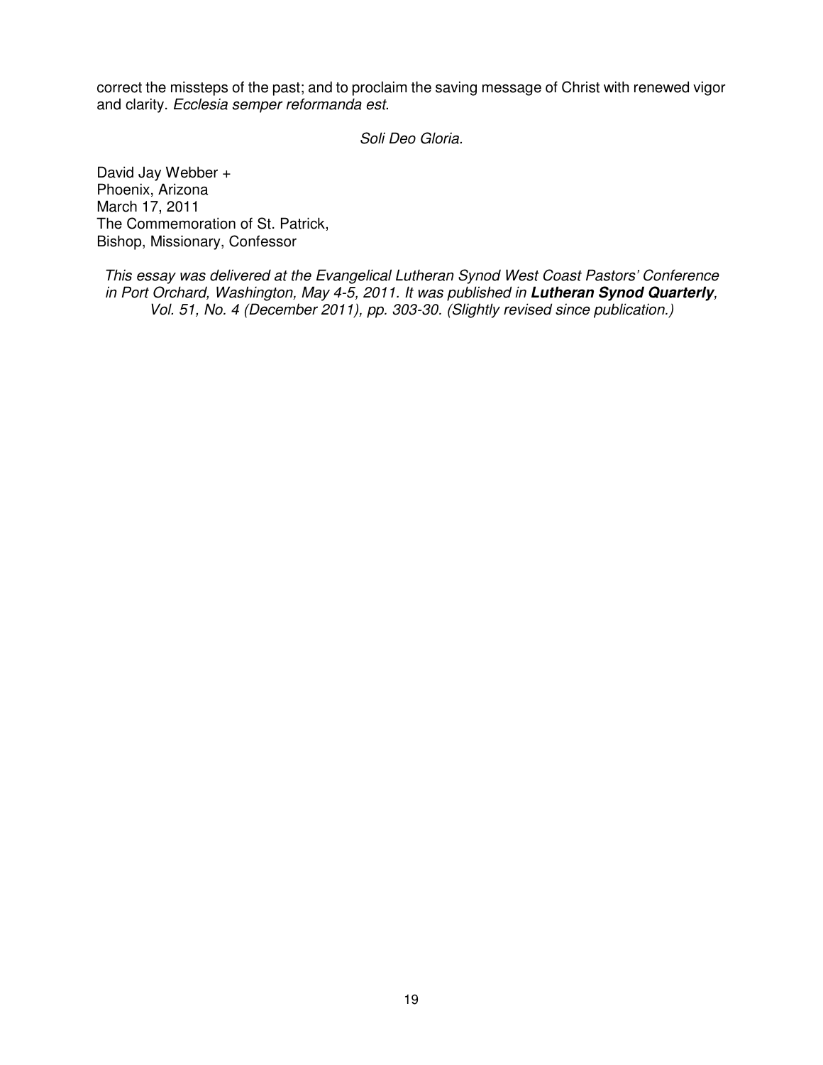correct the missteps of the past; and to proclaim the saving message of Christ with renewed vigor and clarity. *Ecclesia semper reformanda est*.

*Soli Deo Gloria.*

David Jay Webber +
Phoenix, Arizona
March 17, 2011
The Commemoration of St. Patrick,
Bishop, Missionary, Confessor

*This essay was delivered at the Evangelical Lutheran Synod West Coast Pastors' Conference in Port Orchard, Washington, May 4-5, 2011. It was published in* ***Lutheran Synod Quarterly****, Vol. 51, No. 4 (December 2011), pp. 303-30. (Slightly revised since publication.)*